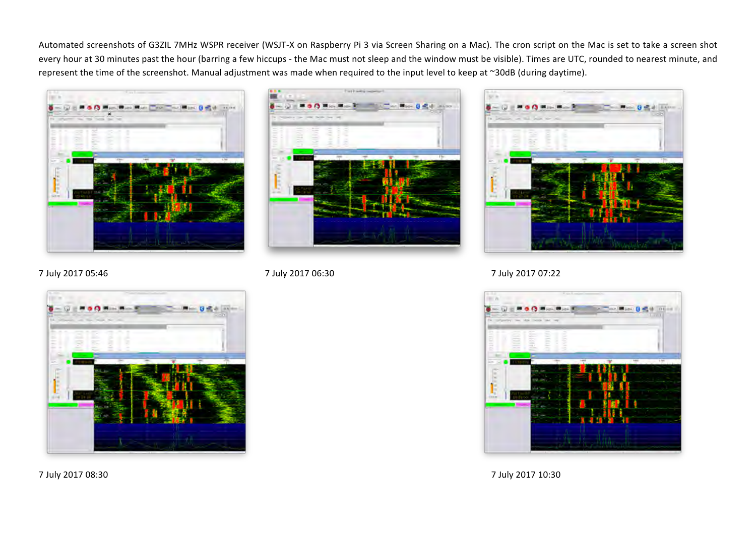Automated screenshots of G3ZIL 7MHz WSPR receiver (WSJT-X on Raspberry Pi 3 via Screen Sharing on a Mac). The cron script on the Mac is set to take a screen shot every hour at 30 minutes past the hour (barring a few hiccups - the Mac must not sleep and the window must be visible). Times are UTC, rounded to nearest minute, and represent the time of the screenshot. Manual adjustment was made when required to the input level to keep at ~30dB (during daytime).

7 July 2017 05:46

7 July 2017 06:30

7 July 2017 07:22

7 July 2017 08:30

7 July 2017 10:30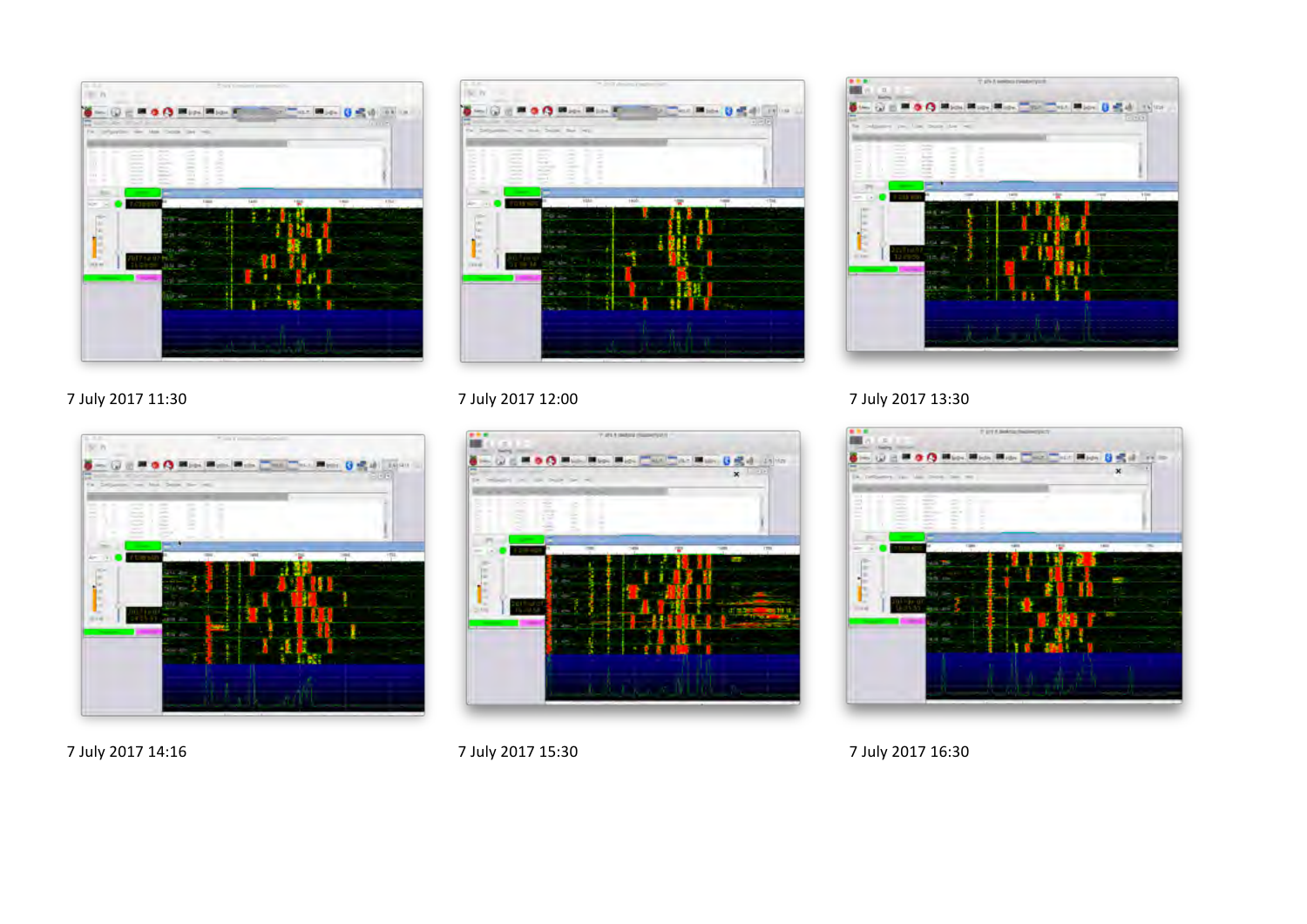7 July 2017 11:30

7 July 2017 12:00

7 July 2017 13:30

7 July 2017 14:16

7 July 2017 15:30

7 July 2017 16:30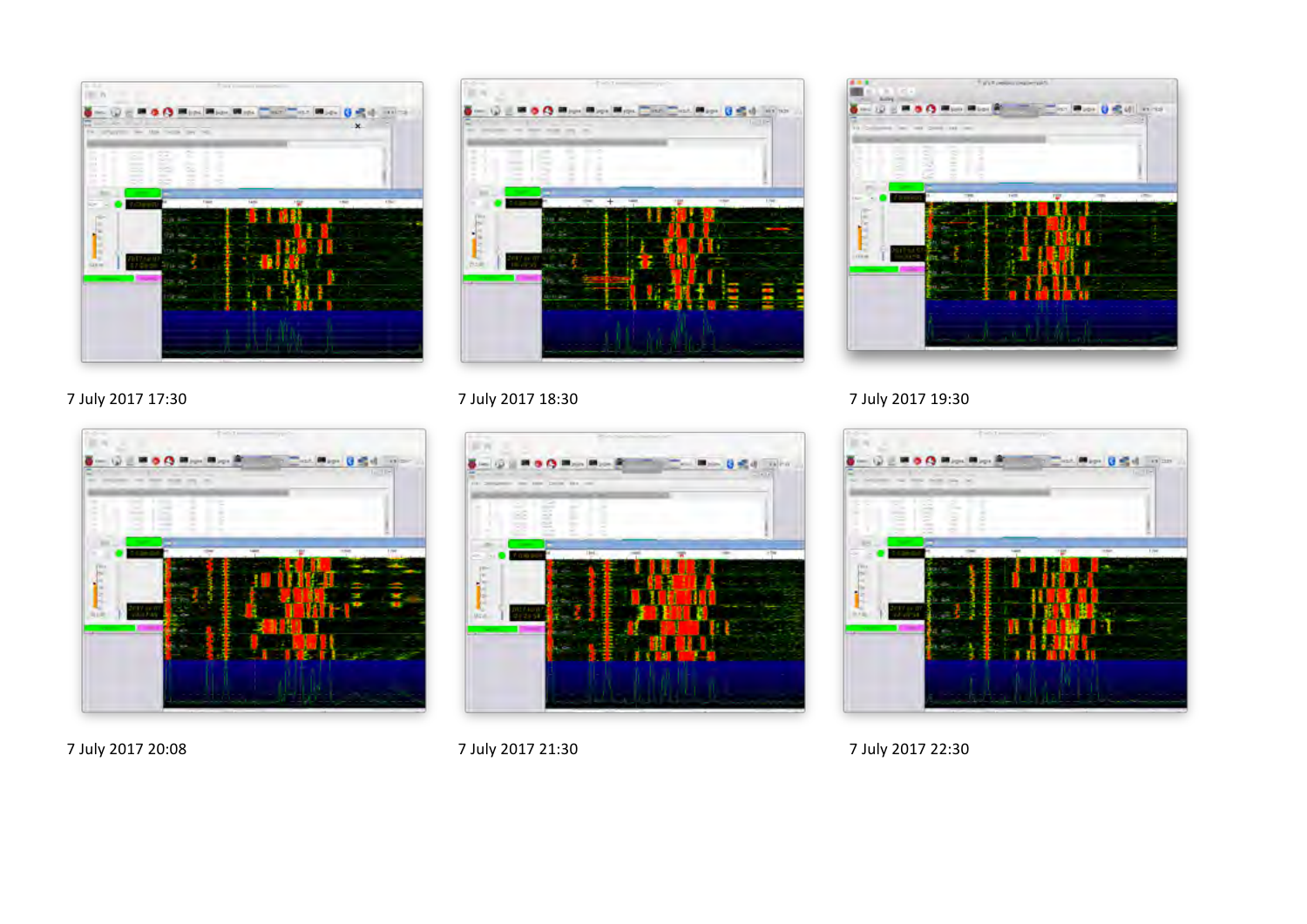7 July 2017 17:30

7 July 2017 18:30

7 July 2017 19:30

7 July 2017 20:08

7 July 2017 21:30

7 July 2017 22:30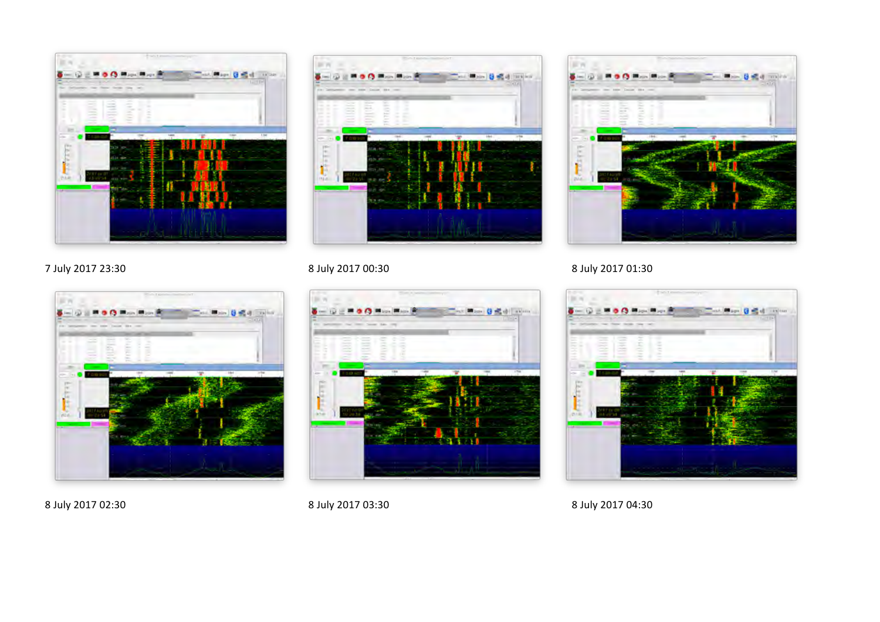7 July 2017 23:30

8 July 2017 00:30

8 July 2017 01:30

8 July 2017 02:30

8 July 2017 03:30

8 July 2017 04:30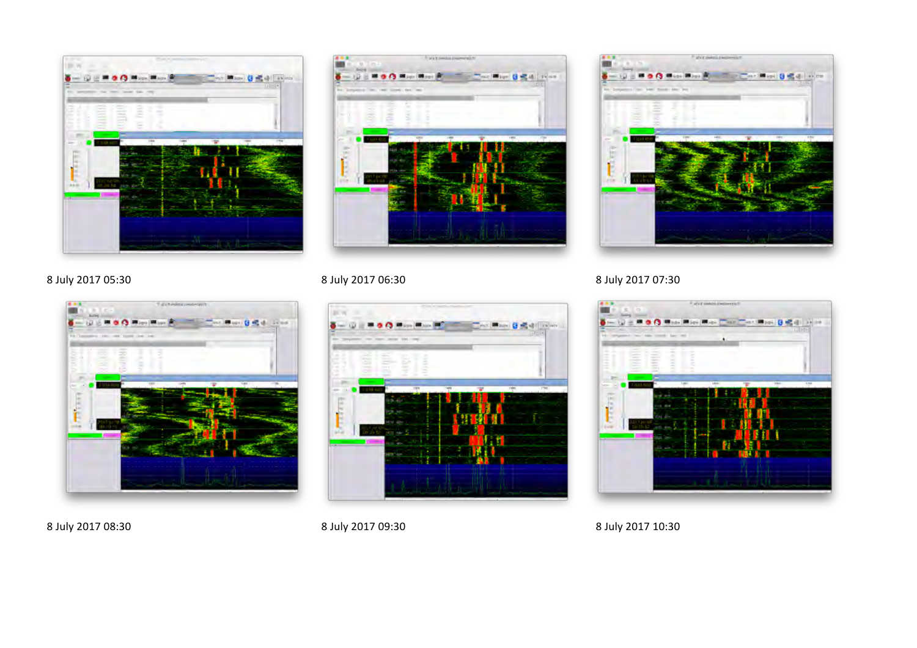8 July 2017 05:30

8 July 2017 06:30

8 July 2017 07:30

8 July 2017 08:30

8 July 2017 09:30

8 July 2017 10:30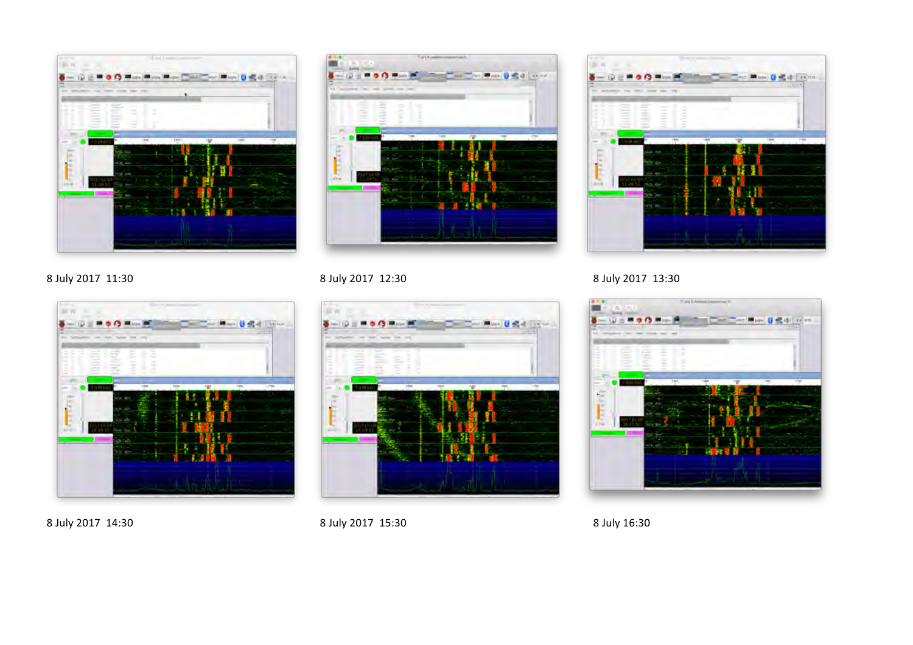8 July 2017 11:30

8 July 2017 12:30

8 July 2017 13:30

8 July 2017 14:30

8 July 2017 15:30

8 July 16:30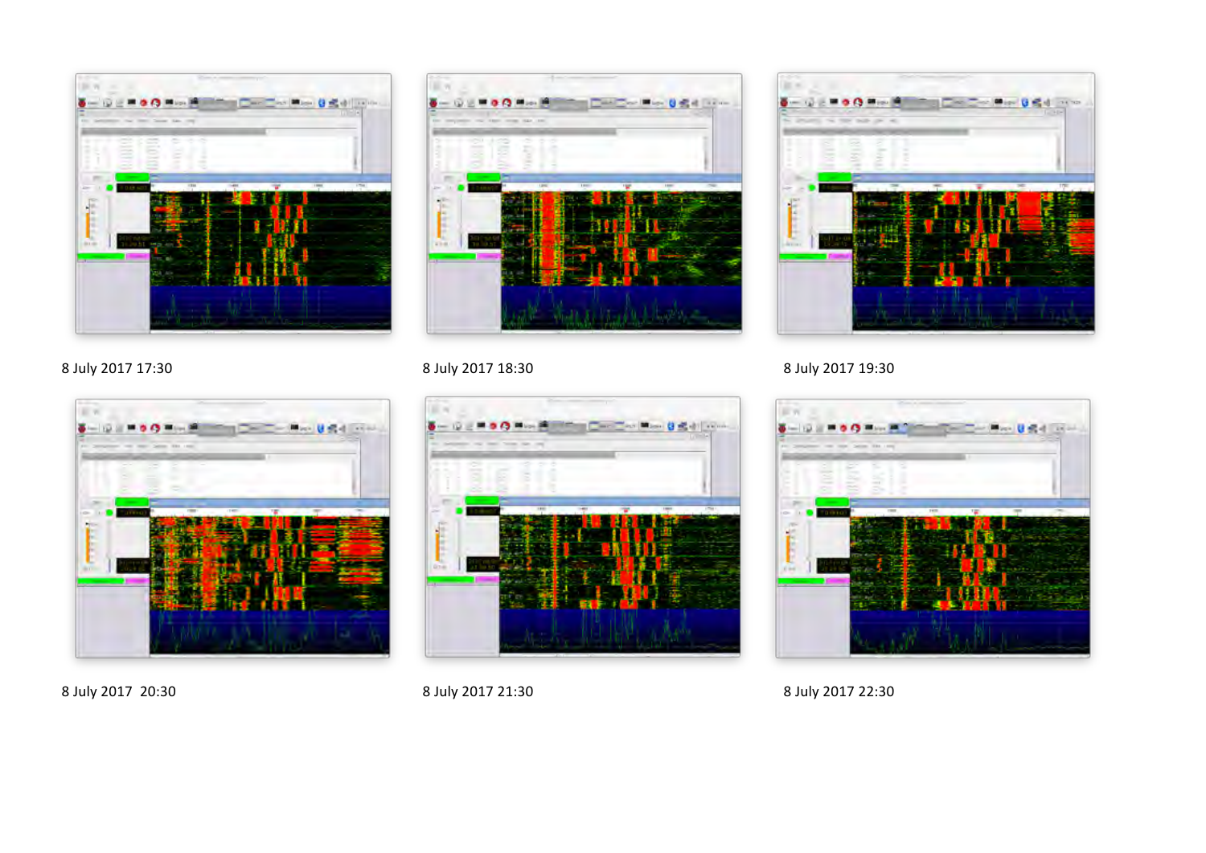8 July 2017 17:30

8 July 2017 18:30

8 July 2017 19:30

8 July 2017  20:30

8 July 2017 21:30

8 July 2017 22:30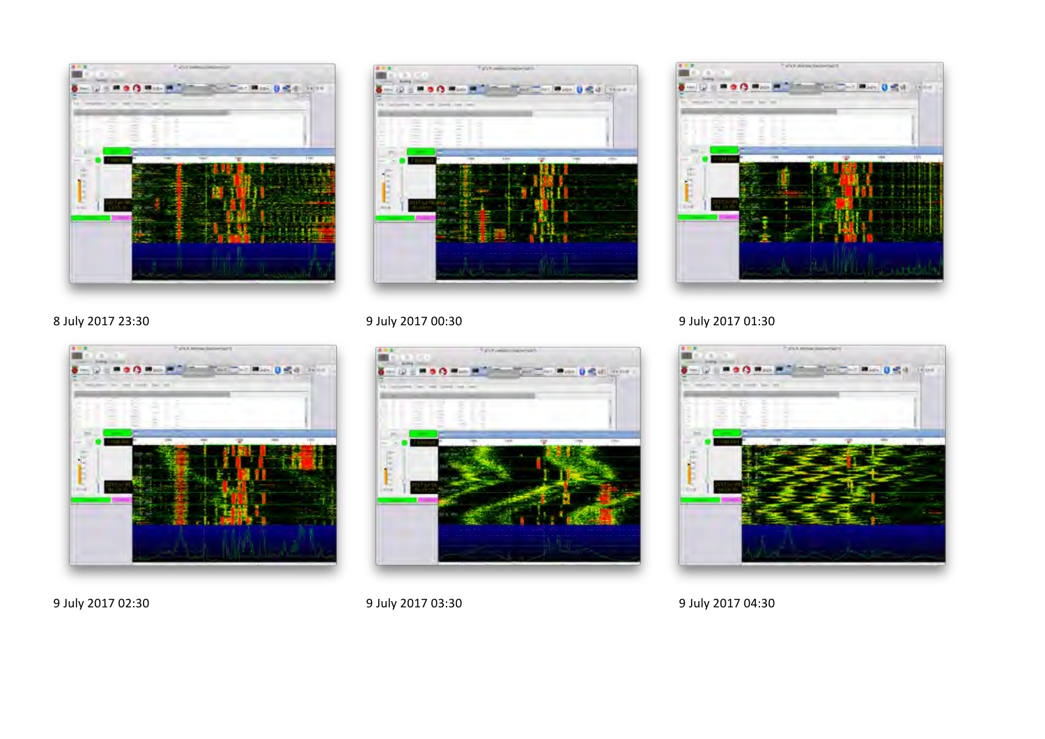8 July 2017 23:30

9 July 2017 00:30

9 July 2017 01:30

9 July 2017 02:30

9 July 2017 03:30

9 July 2017 04:30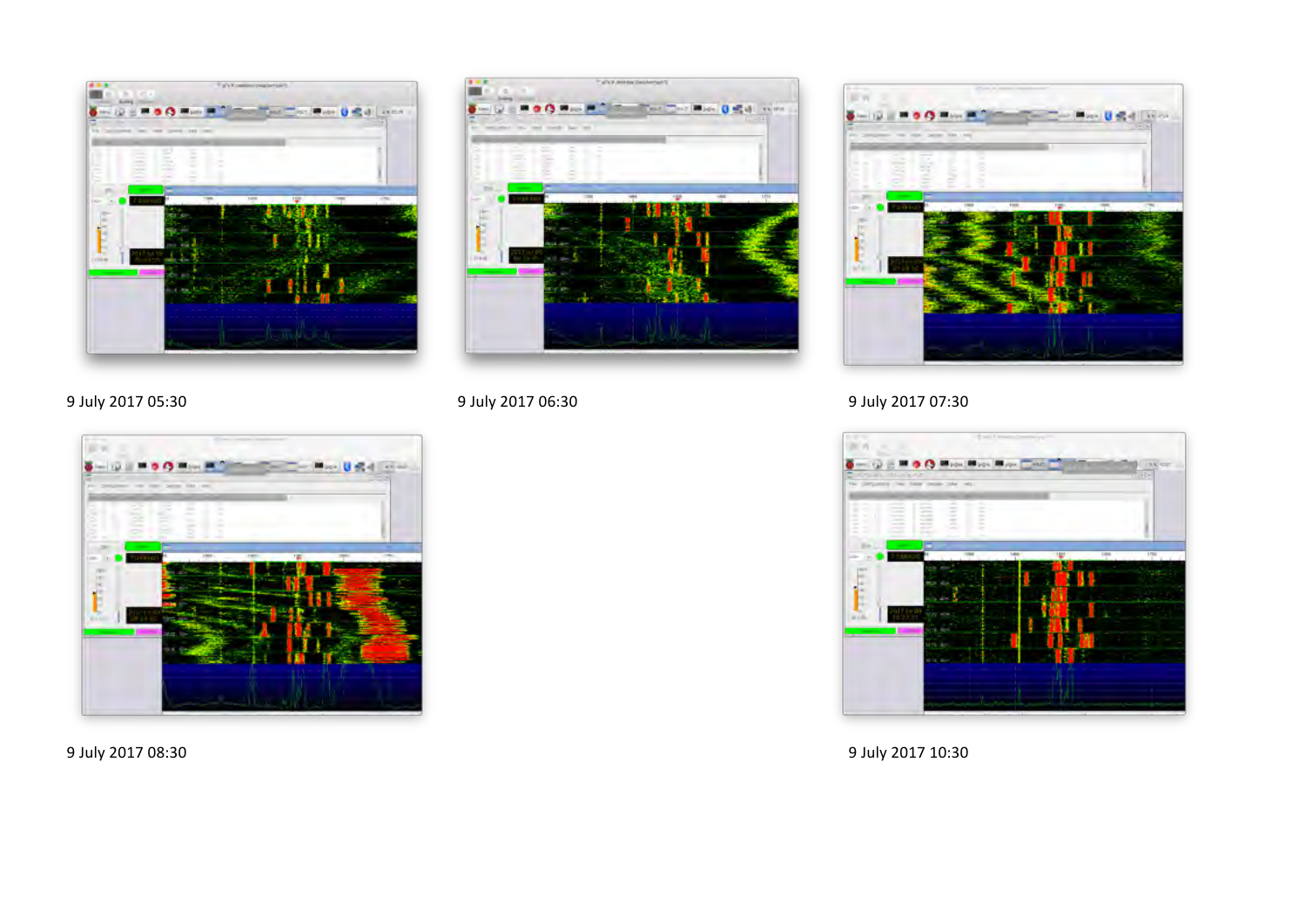9 July 2017 05:30

9 July 2017 06:30

9 July 2017 07:30

9 July 2017 08:30

9 July 2017 10:30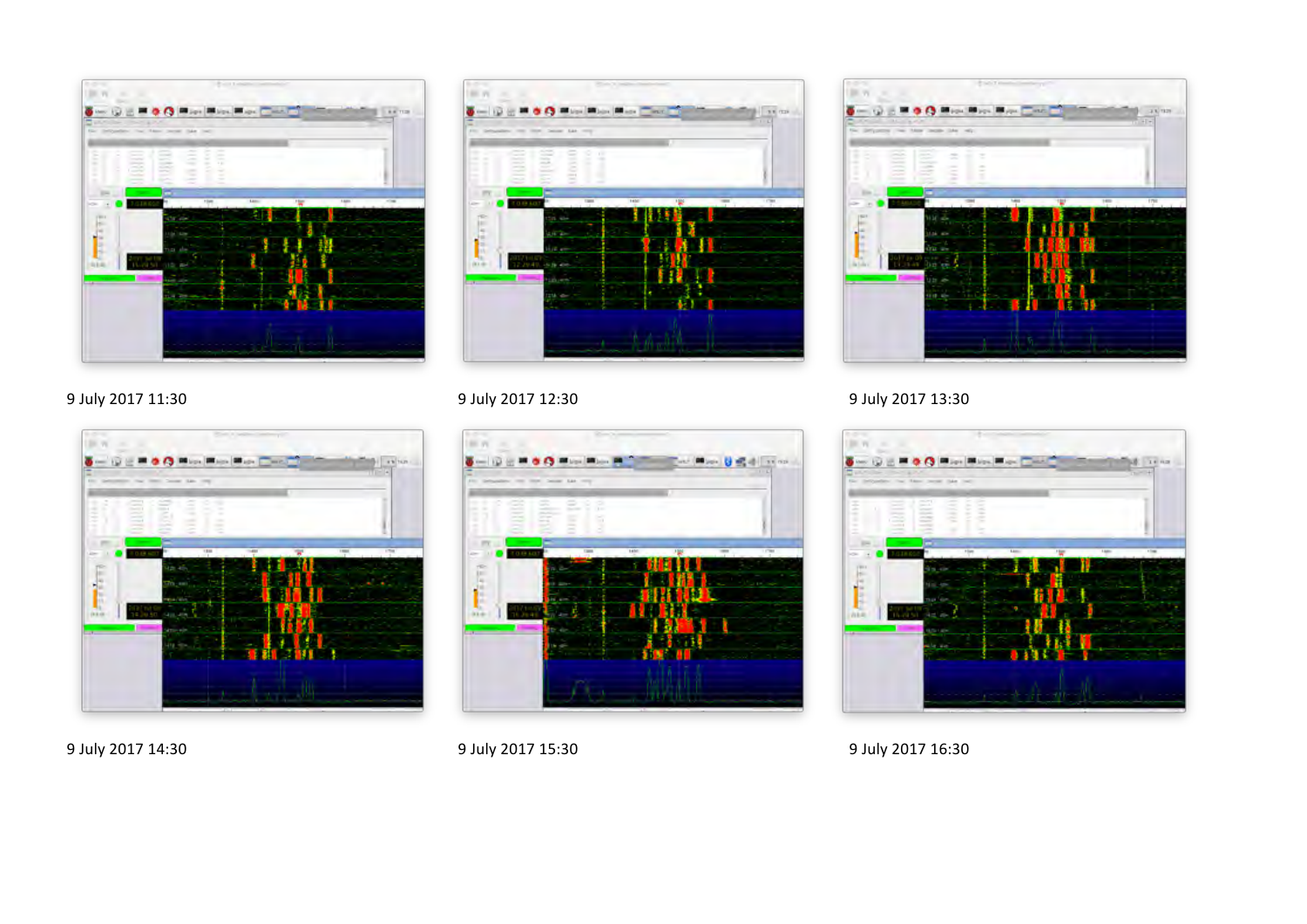9 July 2017 11:30

9 July 2017 12:30

9 July 2017 13:30

9 July 2017 14:30

9 July 2017 15:30

9 July 2017 16:30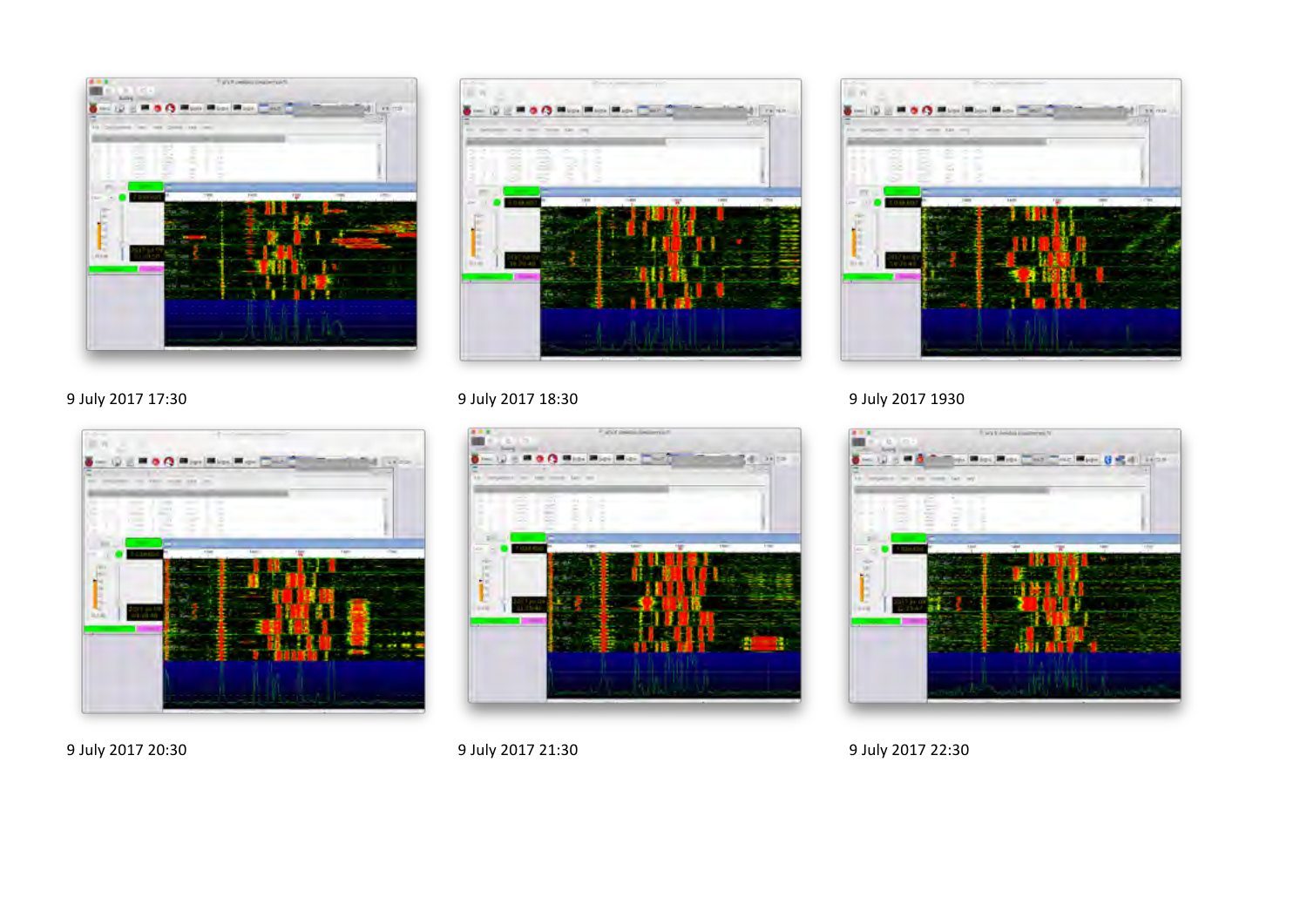9 July 2017 17:30

9 July 2017 18:30

9 July 2017 1930

9 July 2017 20:30

9 July 2017 21:30

9 July 2017 22:30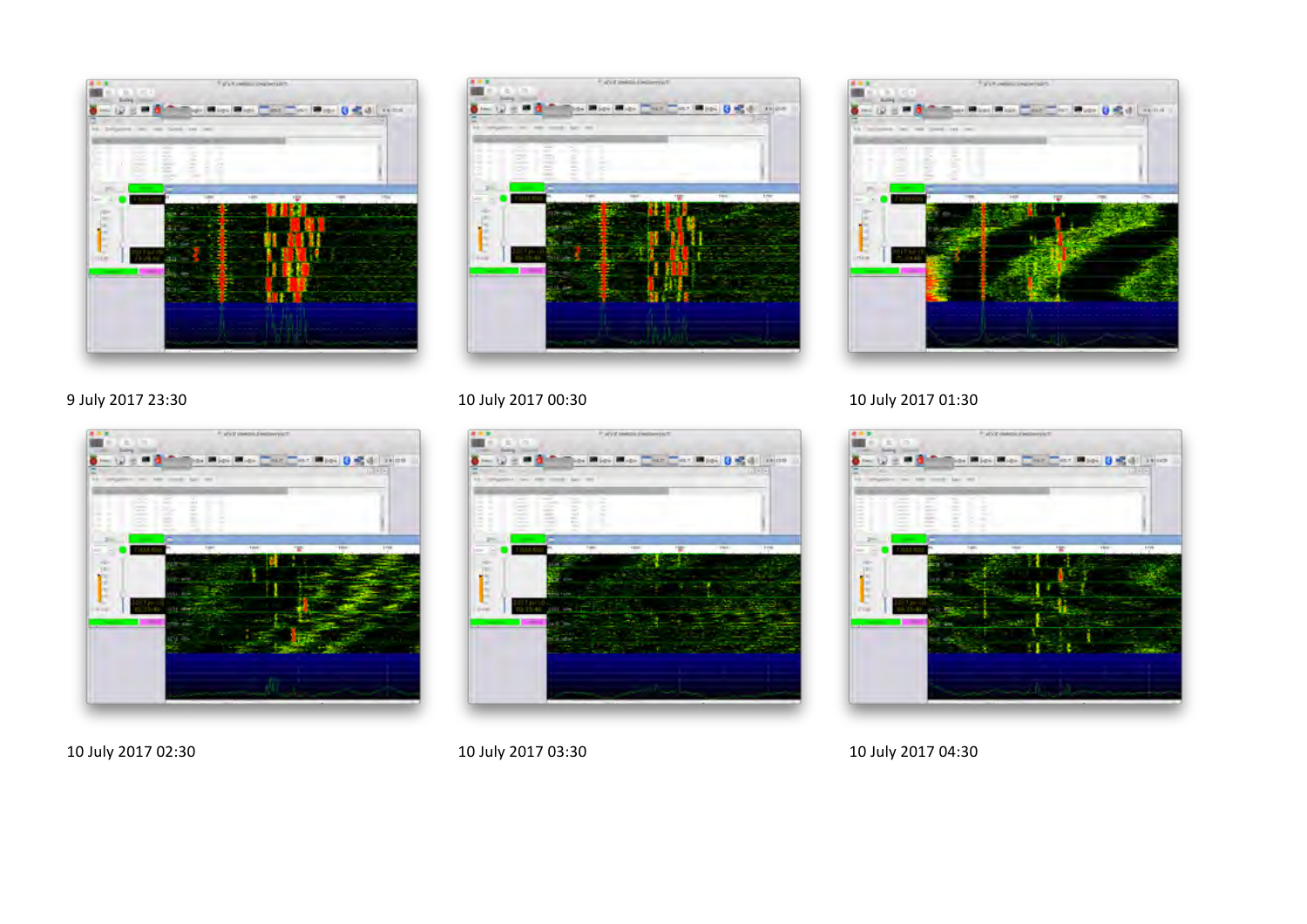9 July 2017 23:30

10 July 2017 00:30

10 July 2017 01:30

10 July 2017 02:30

10 July 2017 03:30

10 July 2017 04:30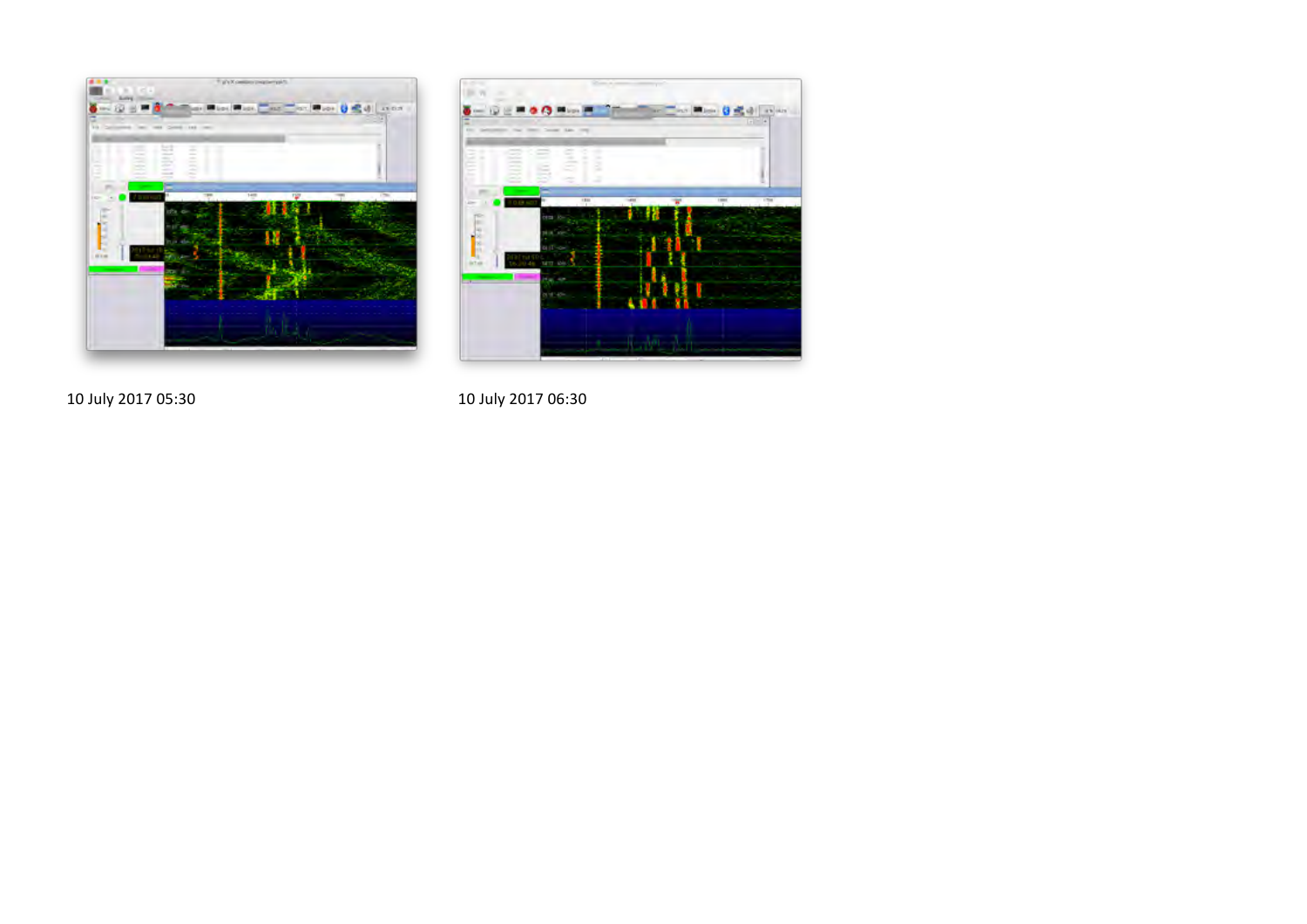10 July 2017 05:30

10 July 2017 06:30